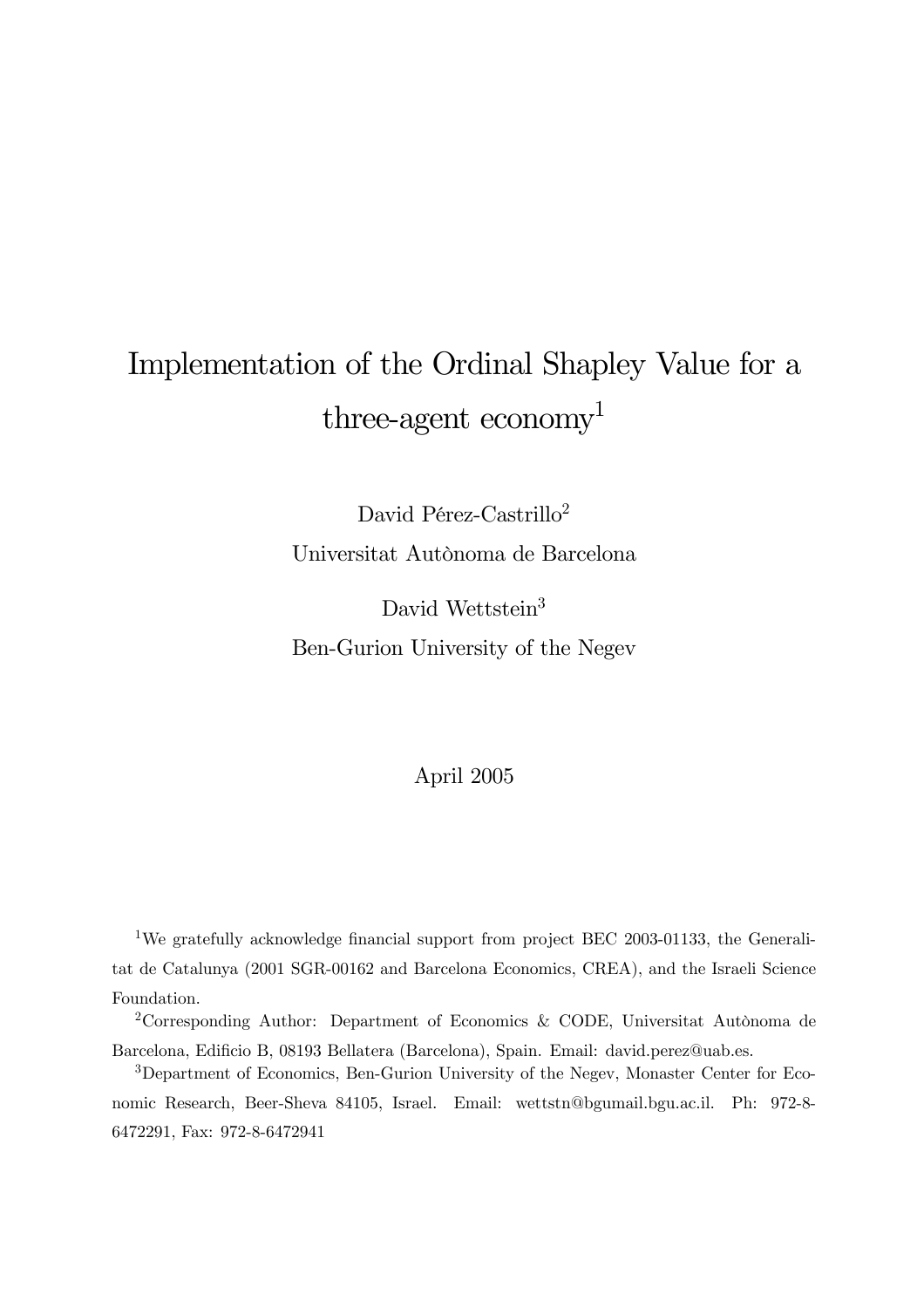# Implementation of the Ordinal Shapley Value for a three-agent economy[1]

David Pérez-Castrillo[2]

Universitat Autònoma de Barcelona

David Wettstein[3]

Ben-Gurion University of the Negev

April 2005

[1] We gratefully acknowledge financial support from project BEC 2003-01133, the Generalitat de Catalunya (2001 SGR-00162 and Barcelona Economics, CREA), and the Israeli Science Foundation.

[2] Corresponding Author: Department of Economics & CODE, Universitat Autònoma de Barcelona, Edificio B, 08193 Bellatera (Barcelona), Spain. Email: david.perez@uab.es.

[3] Department of Economics, Ben-Gurion University of the Negev, Monaster Center for Economic Research, Beer-Sheva 84105, Israel. Email: wettstn@bgumail.bgu.ac.il. Ph: 972-8-6472291, Fax: 972-8-6472941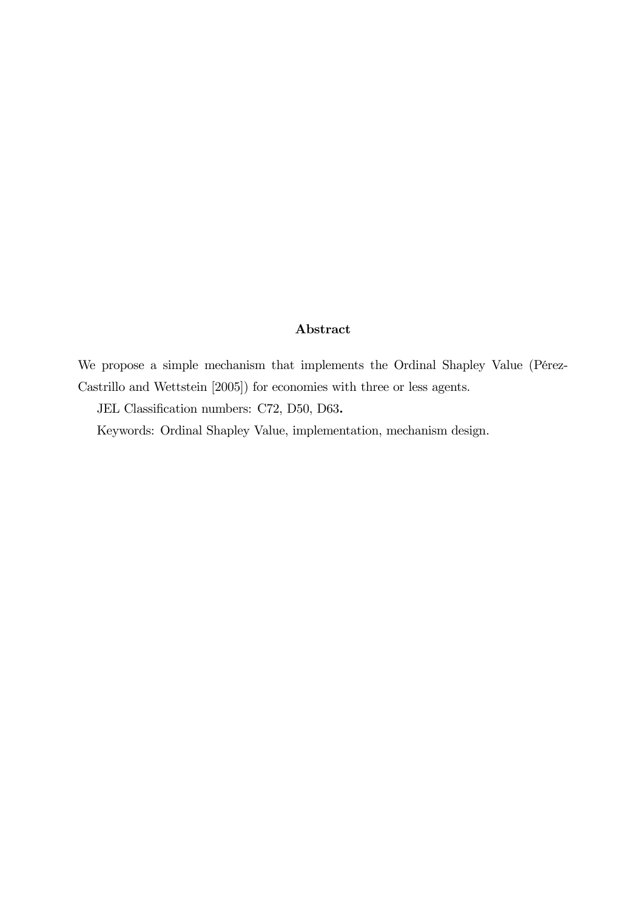## Abstract

We propose a simple mechanism that implements the Ordinal Shapley Value (Pérez-Castrillo and Wettstein [2005]) for economies with three or less agents.

JEL Classification numbers: C72, D50, D63**.**

Keywords: Ordinal Shapley Value, implementation, mechanism design.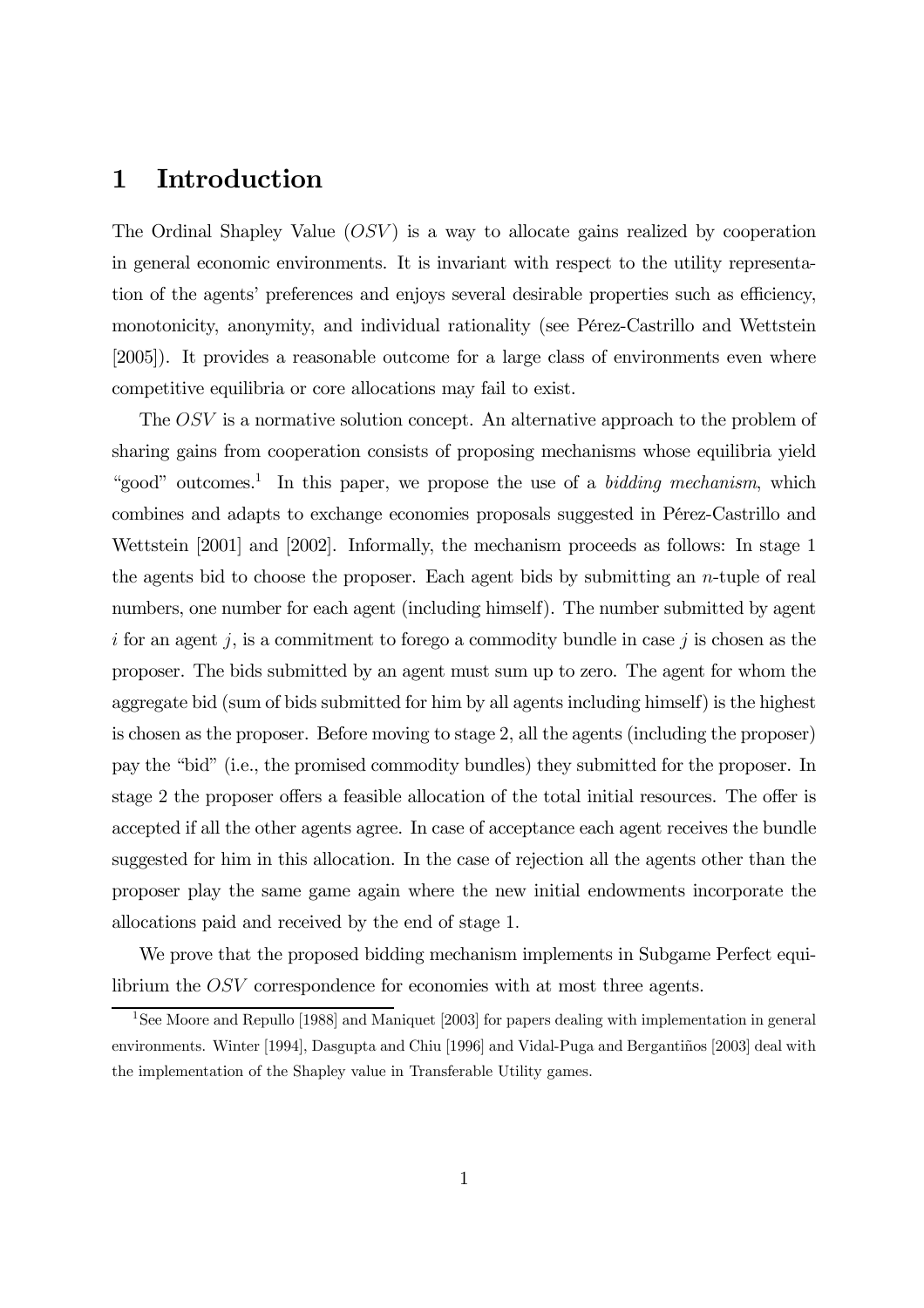# 1 Introduction

The Ordinal Shapley Value ($OSV$) is a way to allocate gains realized by cooperation in general economic environments. It is invariant with respect to the utility representation of the agents' preferences and enjoys several desirable properties such as efficiency, monotonicity, anonymity, and individual rationality (see Pérez-Castrillo and Wettstein [2005]). It provides a reasonable outcome for a large class of environments even where competitive equilibria or core allocations may fail to exist.

The $OSV$ is a normative solution concept. An alternative approach to the problem of sharing gains from cooperation consists of proposing mechanisms whose equilibria yield "good" outcomes.[1] In this paper, we propose the use of a *bidding mechanism*, which combines and adapts to exchange economies proposals suggested in Pérez-Castrillo and Wettstein [2001] and [2002]. Informally, the mechanism proceeds as follows: In stage 1 the agents bid to choose the proposer. Each agent bids by submitting an $n$-tuple of real numbers, one number for each agent (including himself). The number submitted by agent $i$ for an agent $j$, is a commitment to forego a commodity bundle in case $j$ is chosen as the proposer. The bids submitted by an agent must sum up to zero. The agent for whom the aggregate bid (sum of bids submitted for him by all agents including himself) is the highest is chosen as the proposer. Before moving to stage 2, all the agents (including the proposer) pay the "bid" (i.e., the promised commodity bundles) they submitted for the proposer. In stage 2 the proposer offers a feasible allocation of the total initial resources. The offer is accepted if all the other agents agree. In case of acceptance each agent receives the bundle suggested for him in this allocation. In the case of rejection all the agents other than the proposer play the same game again where the new initial endowments incorporate the allocations paid and received by the end of stage 1.

We prove that the proposed bidding mechanism implements in Subgame Perfect equilibrium the $OSV$ correspondence for economies with at most three agents.

[1] See Moore and Repullo [1988] and Maniquet [2003] for papers dealing with implementation in general environments. Winter [1994], Dasgupta and Chiu [1996] and Vidal-Puga and Bergantiños [2003] deal with the implementation of the Shapley value in Transferable Utility games.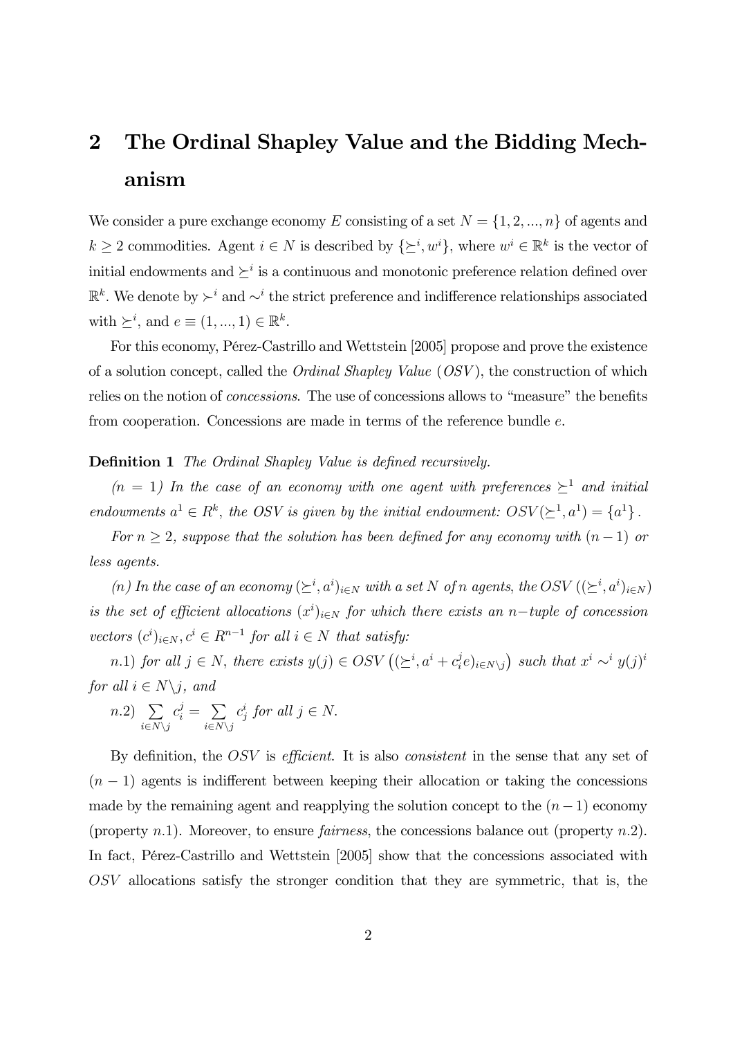## 2 The Ordinal Shapley Value and the Bidding Mechanism

We consider a pure exchange economy $E$ consisting of a set $N = \{1, 2, ..., n\}$ of agents and $k \geq 2$ commodities. Agent $i \in N$ is described by $\{\succeq^i, w^i\}$, where $w^i \in \mathbb{R}^k$ is the vector of initial endowments and $\succeq^i$ is a continuous and monotonic preference relation defined over $\mathbb{R}^k$. We denote by $\succ^i$ and $\sim^i$ the strict preference and indifference relationships associated with $\succeq^i$, and $e \equiv (1, ..., 1) \in \mathbb{R}^k$.

For this economy, Pérez-Castrillo and Wettstein [2005] propose and prove the existence of a solution concept, called the *Ordinal Shapley Value* (*OSV*), the construction of which relies on the notion of *concessions*. The use of concessions allows to "measure" the benefits from cooperation. Concessions are made in terms of the reference bundle $e$.

**Definition 1** *The Ordinal Shapley Value is defined recursively.*

*($n = 1$) In the case of an economy with one agent with preferences $\succeq^1$ and initial endowments $a^1 \in R^k$, the OSV is given by the initial endowment: $OSV(\succeq^1, a^1) = \{a^1\}$.*

*For $n \geq 2$, suppose that the solution has been defined for any economy with $(n-1)$ or less agents.*

*($n$) In the case of an economy $(\succeq^i, a^i)_{i \in N}$ with a set $N$ of $n$ agents, the OSV $((\succeq^i, a^i)_{i \in N})$ is the set of efficient allocations $(x^i)_{i \in N}$ for which there exists an $n-$tuple of concession vectors $(c^i)_{i \in N}, c^i \in R^{n-1}$ for all $i \in N$ that satisfy:*

*$n.1$) for all $j \in N$, there exists $y(j) \in OSV\left((\succeq^i, a^i + c_i^j e)_{i \in N \setminus j}\right)$ such that $x^i \sim^i y(j)^i$ for all $i \in N \setminus j$, and*

*$n.2$) $\sum\limits_{i \in N \setminus j} c_i^j = \sum\limits_{i \in N \setminus j} c_j^i$ for all $j \in N$.*

By definition, the *OSV* is *efficient*. It is also *consistent* in the sense that any set of $(n-1)$ agents is indifferent between keeping their allocation or taking the concessions made by the remaining agent and reapplying the solution concept to the $(n-1)$ economy (property $n.1$). Moreover, to ensure *fairness*, the concessions balance out (property $n.2$). In fact, Pérez-Castrillo and Wettstein [2005] show that the concessions associated with *OSV* allocations satisfy the stronger condition that they are symmetric, that is, the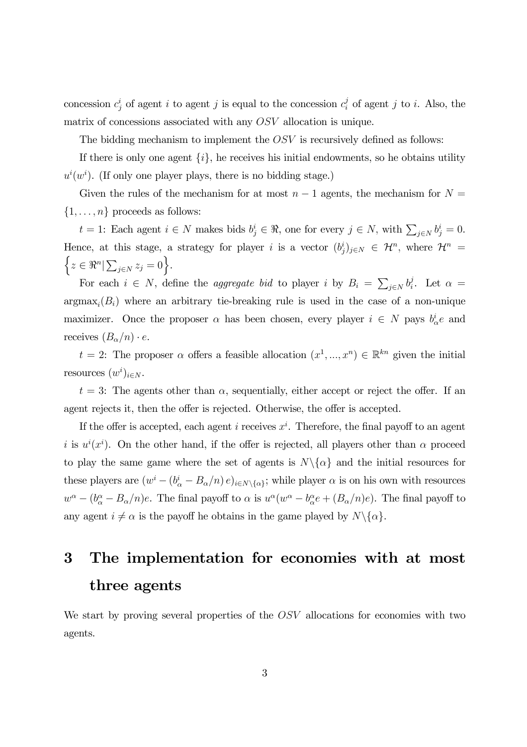concession $c^i_j$ of agent $i$ to agent $j$ is equal to the concession $c^j_i$ of agent $j$ to $i$. Also, the matrix of concessions associated with any $OSV$ allocation is unique.

The bidding mechanism to implement the $OSV$ is recursively defined as follows:

If there is only one agent $\{i\}$, he receives his initial endowments, so he obtains utility $u^i(w^i)$. (If only one player plays, there is no bidding stage.)

Given the rules of the mechanism for at most $n-1$ agents, the mechanism for $N = \{1, \ldots, n\}$ proceeds as follows:

$t = 1$: Each agent $i \in N$ makes bids $b^i_j \in \Re$, one for every $j \in N$, with $\sum_{j \in N} b^i_j = 0$. Hence, at this stage, a strategy for player $i$ is a vector $(b^i_j)_{j \in N} \in \mathcal{H}^n$, where $\mathcal{H}^n = \left\{ z \in \Re^n | \sum_{j \in N} z_j = 0 \right\}$.

For each $i \in N$, define the *aggregate bid* to player $i$ by $B_i = \sum_{j \in N} b^j_i$. Let $\alpha = \text{argmax}_i(B_i)$ where an arbitrary tie-breaking rule is used in the case of a non-unique maximizer. Once the proposer $\alpha$ has been chosen, every player $i \in N$ pays $b^i_\alpha e$ and receives $(B_\alpha/n) \cdot e$.

$t = 2$: The proposer $\alpha$ offers a feasible allocation $(x^1, ..., x^n) \in \mathbb{R}^{kn}$ given the initial resources $(w^i)_{i \in N}$.

$t = 3$: The agents other than $\alpha$, sequentially, either accept or reject the offer. If an agent rejects it, then the offer is rejected. Otherwise, the offer is accepted.

If the offer is accepted, each agent $i$ receives $x^i$. Therefore, the final payoff to an agent $i$ is $u^i(x^i)$. On the other hand, if the offer is rejected, all players other than $\alpha$ proceed to play the same game where the set of agents is $N \backslash \{\alpha\}$ and the initial resources for these players are $(w^i - (b^i_\alpha - B_\alpha/n)\, e)_{i \in N \backslash \{\alpha\}}$; while player $\alpha$ is on his own with resources $w^\alpha - (b^\alpha_\alpha - B_\alpha/n)e$. The final payoff to $\alpha$ is $u^\alpha(w^\alpha - b^\alpha_\alpha e + (B_\alpha/n)e)$. The final payoff to any agent $i \neq \alpha$ is the payoff he obtains in the game played by $N \backslash \{\alpha\}$.

# 3 The implementation for economies with at most three agents

We start by proving several properties of the $OSV$ allocations for economies with two agents.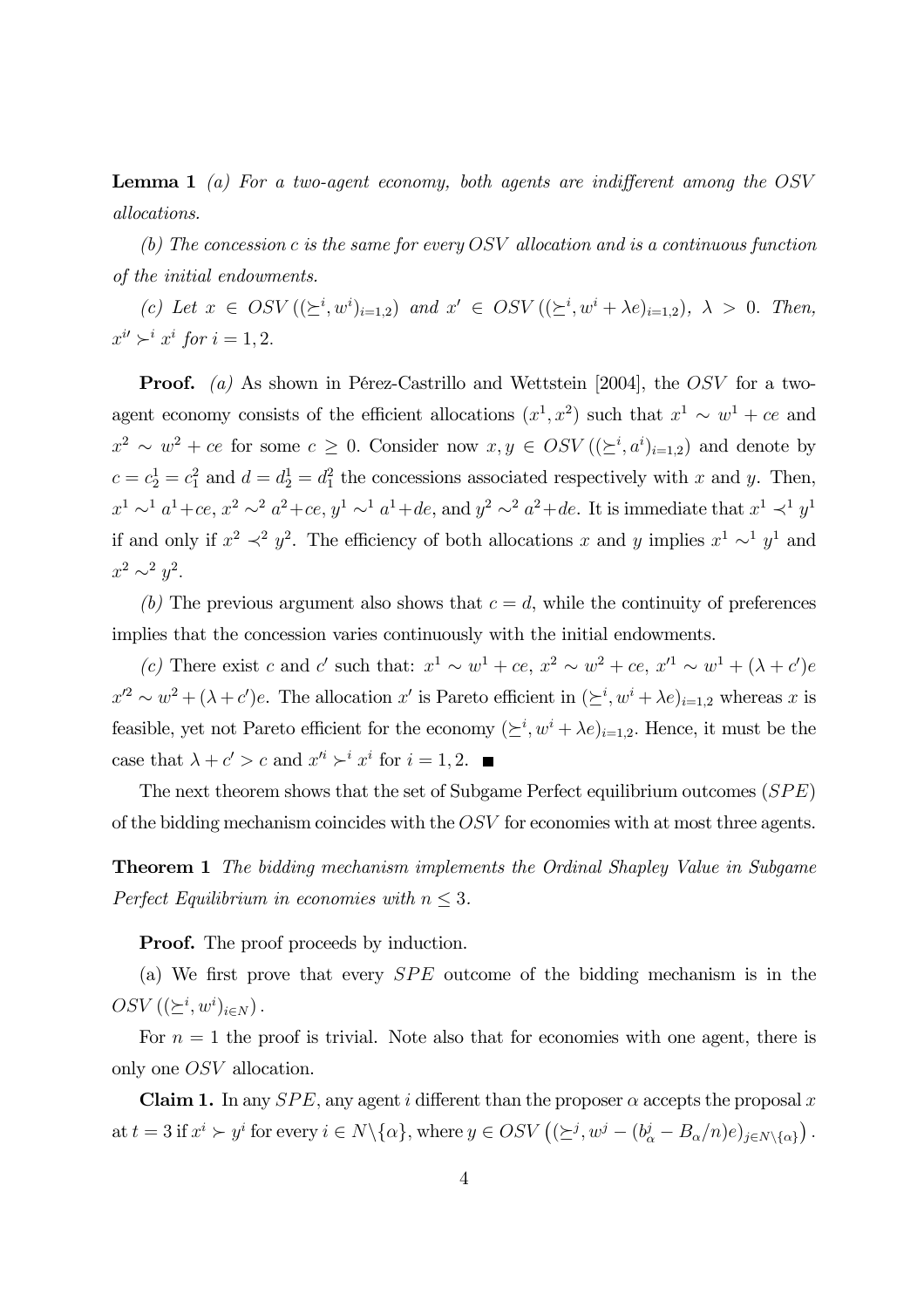**Lemma 1** *(a) For a two-agent economy, both agents are indifferent among the OSV allocations.*

*(b) The concession c is the same for every OSV allocation and is a continuous function of the initial endowments.*

*(c) Let $x \in OSV\left((\succeq^i, w^i)_{i=1,2}\right)$ and $x' \in OSV\left((\succeq^i, w^i + \lambda e)_{i=1,2}\right)$, $\lambda > 0$. Then, $x^{i\prime} \succ^i x^i$ for $i = 1, 2$.*

**Proof.** *(a)* As shown in Pérez-Castrillo and Wettstein [2004], the $OSV$ for a two-agent economy consists of the efficient allocations $(x^1, x^2)$ such that $x^1 \sim w^1 + ce$ and $x^2 \sim w^2 + ce$ for some $c \geq 0$. Consider now $x, y \in OSV\left((\succeq^i, a^i)_{i=1,2}\right)$ and denote by $c = c_2^1 = c_1^2$ and $d = d_2^1 = d_1^2$ the concessions associated respectively with $x$ and $y$. Then, $x^1 \sim^1 a^1 + ce$, $x^2 \sim^2 a^2 + ce$, $y^1 \sim^1 a^1 + de$, and $y^2 \sim^2 a^2 + de$. It is immediate that $x^1 \prec^1 y^1$ if and only if $x^2 \prec^2 y^2$. The efficiency of both allocations $x$ and $y$ implies $x^1 \sim^1 y^1$ and $x^2 \sim^2 y^2$.

*(b)* The previous argument also shows that $c = d$, while the continuity of preferences implies that the concession varies continuously with the initial endowments.

*(c)* There exist $c$ and $c'$ such that: $x^1 \sim w^1 + ce$, $x^2 \sim w^2 + ce$, $x'^1 \sim w^1 + (\lambda + c')e$ $x'^2 \sim w^2 + (\lambda + c')e$. The allocation $x'$ is Pareto efficient in $(\succeq^i, w^i + \lambda e)_{i=1,2}$ whereas $x$ is feasible, yet not Pareto efficient for the economy $(\succeq^i, w^i + \lambda e)_{i=1,2}$. Hence, it must be the case that $\lambda + c' > c$ and $x'^i \succ^i x^i$ for $i = 1, 2$. ■

The next theorem shows that the set of Subgame Perfect equilibrium outcomes ($SPE$) of the bidding mechanism coincides with the $OSV$ for economies with at most three agents.

**Theorem 1** *The bidding mechanism implements the Ordinal Shapley Value in Subgame Perfect Equilibrium in economies with $n \leq 3$.*

**Proof.** The proof proceeds by induction.

(a) We first prove that every $SPE$ outcome of the bidding mechanism is in the $OSV\left((\succeq^i, w^i)_{i \in N}\right)$.

For $n = 1$ the proof is trivial. Note also that for economies with one agent, there is only one $OSV$ allocation.

**Claim 1.** In any $SPE$, any agent $i$ different than the proposer $\alpha$ accepts the proposal $x$ at $t = 3$ if $x^i \succ y^i$ for every $i \in N \backslash \{\alpha\}$, where $y \in OSV\left((\succeq^j, w^j - (b_\alpha^j - B_\alpha/n)e)_{j \in N \backslash \{\alpha\}}\right)$.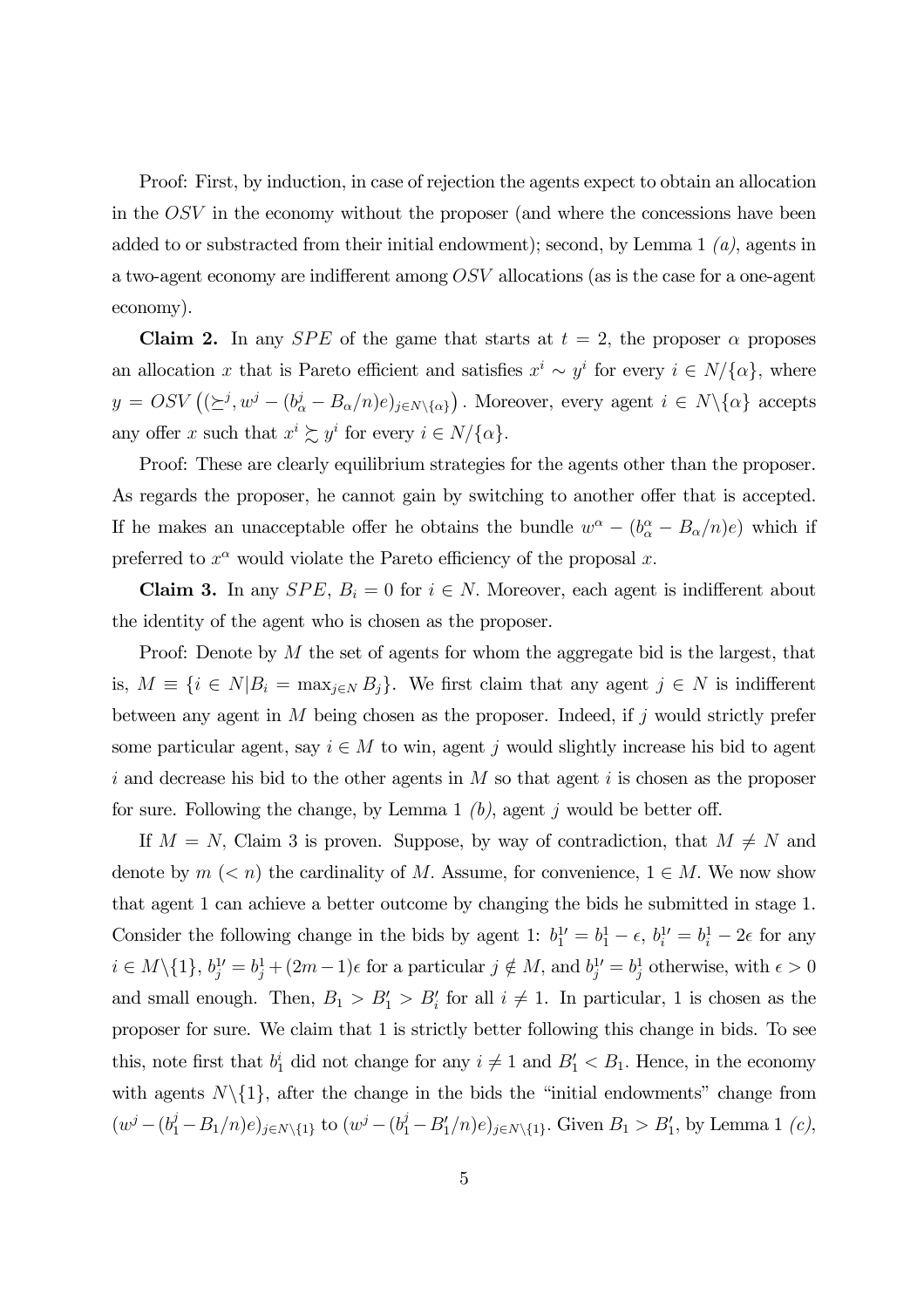Proof: First, by induction, in case of rejection the agents expect to obtain an allocation in the $OSV$ in the economy without the proposer (and where the concessions have been added to or substracted from their initial endowment); second, by Lemma 1 *(a)*, agents in a two-agent economy are indifferent among $OSV$ allocations (as is the case for a one-agent economy).

**Claim 2.** In any $SPE$ of the game that starts at $t = 2$, the proposer $\alpha$ proposes an allocation $x$ that is Pareto efficient and satisfies $x^i \sim y^i$ for every $i \in N/\{\alpha\}$, where $y = OSV\left((\succeq^j, w^j - (b^j_\alpha - B_\alpha/n)e)_{j\in N\setminus\{\alpha\}}\right)$. Moreover, every agent $i \in N\setminus\{\alpha\}$ accepts any offer $x$ such that $x^i \succsim y^i$ for every $i \in N/\{\alpha\}$.

Proof: These are clearly equilibrium strategies for the agents other than the proposer. As regards the proposer, he cannot gain by switching to another offer that is accepted. If he makes an unacceptable offer he obtains the bundle $w^\alpha - (b^\alpha_\alpha - B_\alpha/n)e)$ which if preferred to $x^\alpha$ would violate the Pareto efficiency of the proposal $x$.

**Claim 3.** In any $SPE$, $B_i = 0$ for $i \in N$. Moreover, each agent is indifferent about the identity of the agent who is chosen as the proposer.

Proof: Denote by $M$ the set of agents for whom the aggregate bid is the largest, that is, $M \equiv \{i \in N | B_i = \max_{j\in N} B_j\}$. We first claim that any agent $j \in N$ is indifferent between any agent in $M$ being chosen as the proposer. Indeed, if $j$ would strictly prefer some particular agent, say $i \in M$ to win, agent $j$ would slightly increase his bid to agent $i$ and decrease his bid to the other agents in $M$ so that agent $i$ is chosen as the proposer for sure. Following the change, by Lemma 1 *(b)*, agent $j$ would be better off.

If $M = N$, Claim 3 is proven. Suppose, by way of contradiction, that $M \neq N$ and denote by $m$ $(< n)$ the cardinality of $M$. Assume, for convenience, $1 \in M$. We now show that agent 1 can achieve a better outcome by changing the bids he submitted in stage 1. Consider the following change in the bids by agent 1: $b^{1\prime}_1 = b^1_1 - \epsilon$, $b^{1\prime}_i = b^1_i - 2\epsilon$ for any $i \in M\setminus\{1\}$, $b^{1\prime}_j = b^1_j + (2m-1)\epsilon$ for a particular $j \notin M$, and $b^{1\prime}_j = b^1_j$ otherwise, with $\epsilon > 0$ and small enough. Then, $B_1 > B'_1 > B'_i$ for all $i \neq 1$. In particular, 1 is chosen as the proposer for sure. We claim that 1 is strictly better following this change in bids. To see this, note first that $b^i_1$ did not change for any $i \neq 1$ and $B'_1 < B_1$. Hence, in the economy with agents $N\setminus\{1\}$, after the change in the bids the "initial endowments" change from $(w^j - (b^j_1 - B_1/n)e)_{j\in N\setminus\{1\}}$ to $(w^j - (b^j_1 - B'_1/n)e)_{j\in N\setminus\{1\}}$. Given $B_1 > B'_1$, by Lemma 1 *(c)*,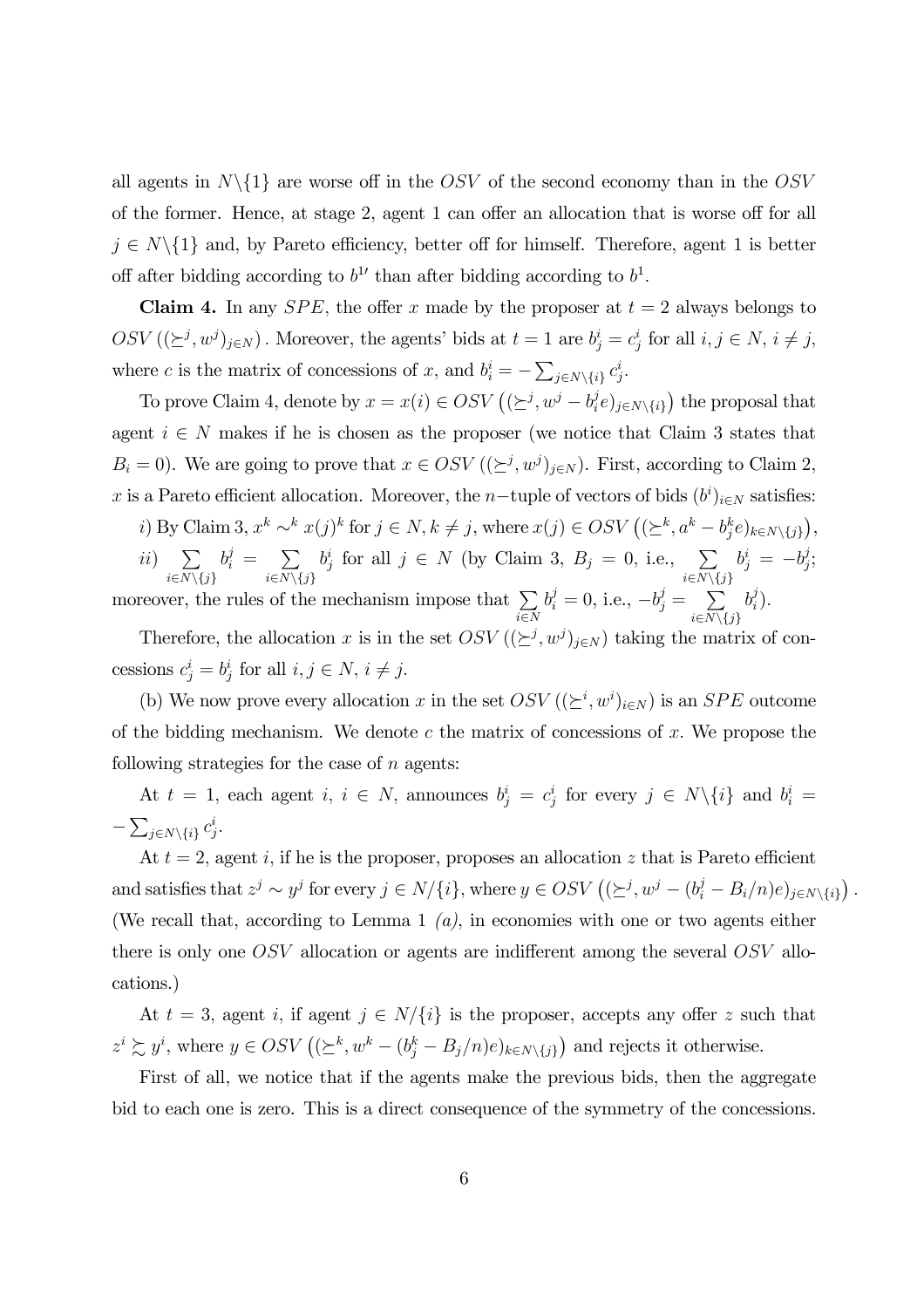all agents in $N\backslash\{1\}$ are worse off in the $OSV$ of the second economy than in the $OSV$ of the former. Hence, at stage 2, agent 1 can offer an allocation that is worse off for all $j \in N\backslash\{1\}$ and, by Pareto efficiency, better off for himself. Therefore, agent 1 is better off after bidding according to $b^{1\prime}$ than after bidding according to $b^1$.

**Claim 4.** In any $SPE$, the offer $x$ made by the proposer at $t = 2$ always belongs to $OSV\left((\succeq^j, w^j)_{j\in N}\right)$. Moreover, the agents' bids at $t = 1$ are $b^i_j = c^i_j$ for all $i, j \in N$, $i \neq j$, where $c$ is the matrix of concessions of $x$, and $b^i_i = -\sum_{j\in N\backslash\{i\}} c^i_j$.

To prove Claim 4, denote by $x = x(i) \in OSV\left((\succeq^j, w^j - b^j_i e)_{j\in N\backslash\{i\}}\right)$ the proposal that agent $i \in N$ makes if he is chosen as the proposer (we notice that Claim 3 states that $B_i = 0$). We are going to prove that $x \in OSV\left((\succeq^j, w^j)_{j\in N}\right)$. First, according to Claim 2, $x$ is a Pareto efficient allocation. Moreover, the $n-$tuple of vectors of bids $(b^i)_{i\in N}$ satisfies:

*i)* By Claim 3, $x^k \sim^k x(j)^k$ for $j \in N, k \neq j$, where $x(j) \in OSV\left((\succeq^k, a^k - b^k_j e)_{k\in N\backslash\{j\}}\right)$,

*ii)* $\sum_{i\in N\backslash\{j\}} b^j_i = \sum_{i\in N\backslash\{j\}} b^i_j$ for all $j \in N$ (by Claim 3, $B_j = 0$, i.e., $\sum_{i\in N\backslash\{j\}} b^i_j = -b^j_j$; moreover, the rules of the mechanism impose that $\sum_{i\in N} b^j_i = 0$, i.e., $-b^j_j = \sum_{i\in N\backslash\{j\}} b^j_i$).

Therefore, the allocation $x$ is in the set $OSV\left((\succeq^j, w^j)_{j\in N}\right)$ taking the matrix of concessions $c^i_j = b^i_j$ for all $i, j \in N$, $i \neq j$.

(b) We now prove every allocation $x$ in the set $OSV\left((\succeq^i, w^i)_{i\in N}\right)$ is an $SPE$ outcome of the bidding mechanism. We denote $c$ the matrix of concessions of $x$. We propose the following strategies for the case of $n$ agents:

At $t = 1$, each agent $i$, $i \in N$, announces $b^i_j = c^i_j$ for every $j \in N\backslash\{i\}$ and $b^i_i = -\sum_{j\in N\backslash\{i\}} c^i_j$.

At $t = 2$, agent $i$, if he is the proposer, proposes an allocation $z$ that is Pareto efficient and satisfies that $z^j \sim y^j$ for every $j \in N/\{i\}$, where $y \in OSV\left((\succeq^j, w^j - (b^j_i - B_i/n)e)_{j\in N\backslash\{i\}}\right)$. (We recall that, according to Lemma 1 *(a)*, in economies with one or two agents either there is only one $OSV$ allocation or agents are indifferent among the several $OSV$ allocations.)

At $t = 3$, agent $i$, if agent $j \in N/\{i\}$ is the proposer, accepts any offer $z$ such that $z^i \succsim y^i$, where $y \in OSV\left((\succeq^k, w^k - (b^k_j - B_j/n)e)_{k\in N\backslash\{j\}}\right)$ and rejects it otherwise.

First of all, we notice that if the agents make the previous bids, then the aggregate bid to each one is zero. This is a direct consequence of the symmetry of the concessions.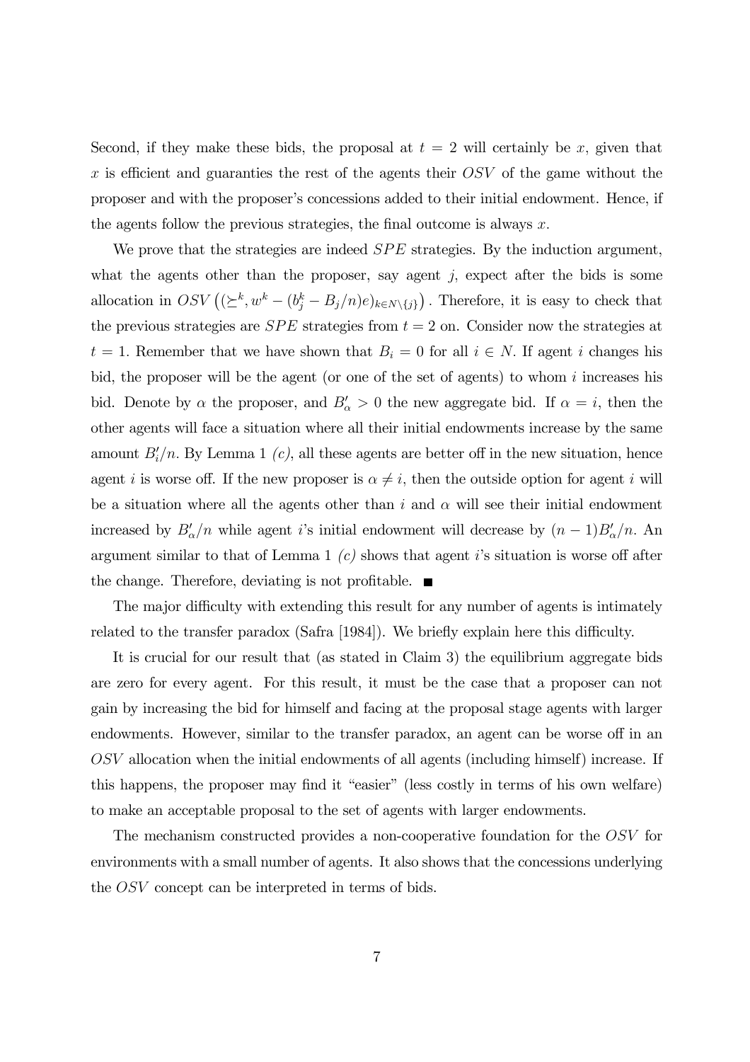Second, if they make these bids, the proposal at $t = 2$ will certainly be $x$, given that $x$ is efficient and guaranties the rest of the agents their $OSV$ of the game without the proposer and with the proposer's concessions added to their initial endowment. Hence, if the agents follow the previous strategies, the final outcome is always $x$.

We prove that the strategies are indeed $SPE$ strategies. By the induction argument, what the agents other than the proposer, say agent $j$, expect after the bids is some allocation in $OSV\left((\succeq^k, w^k - (b_j^k - B_j/n)e)_{k \in N \setminus \{j\}}\right)$. Therefore, it is easy to check that the previous strategies are $SPE$ strategies from $t = 2$ on. Consider now the strategies at $t = 1$. Remember that we have shown that $B_i = 0$ for all $i \in N$. If agent $i$ changes his bid, the proposer will be the agent (or one of the set of agents) to whom $i$ increases his bid. Denote by $\alpha$ the proposer, and $B'_\alpha > 0$ the new aggregate bid. If $\alpha = i$, then the other agents will face a situation where all their initial endowments increase by the same amount $B'_i/n$. By Lemma 1 *(c)*, all these agents are better off in the new situation, hence agent $i$ is worse off. If the new proposer is $\alpha \neq i$, then the outside option for agent $i$ will be a situation where all the agents other than $i$ and $\alpha$ will see their initial endowment increased by $B'_\alpha/n$ while agent $i$'s initial endowment will decrease by $(n-1)B'_\alpha/n$. An argument similar to that of Lemma 1 *(c)* shows that agent $i$'s situation is worse off after the change. Therefore, deviating is not profitable. ■

The major difficulty with extending this result for any number of agents is intimately related to the transfer paradox (Safra [1984]). We briefly explain here this difficulty.

It is crucial for our result that (as stated in Claim 3) the equilibrium aggregate bids are zero for every agent. For this result, it must be the case that a proposer can not gain by increasing the bid for himself and facing at the proposal stage agents with larger endowments. However, similar to the transfer paradox, an agent can be worse off in an $OSV$ allocation when the initial endowments of all agents (including himself) increase. If this happens, the proposer may find it "easier" (less costly in terms of his own welfare) to make an acceptable proposal to the set of agents with larger endowments.

The mechanism constructed provides a non-cooperative foundation for the $OSV$ for environments with a small number of agents. It also shows that the concessions underlying the $OSV$ concept can be interpreted in terms of bids.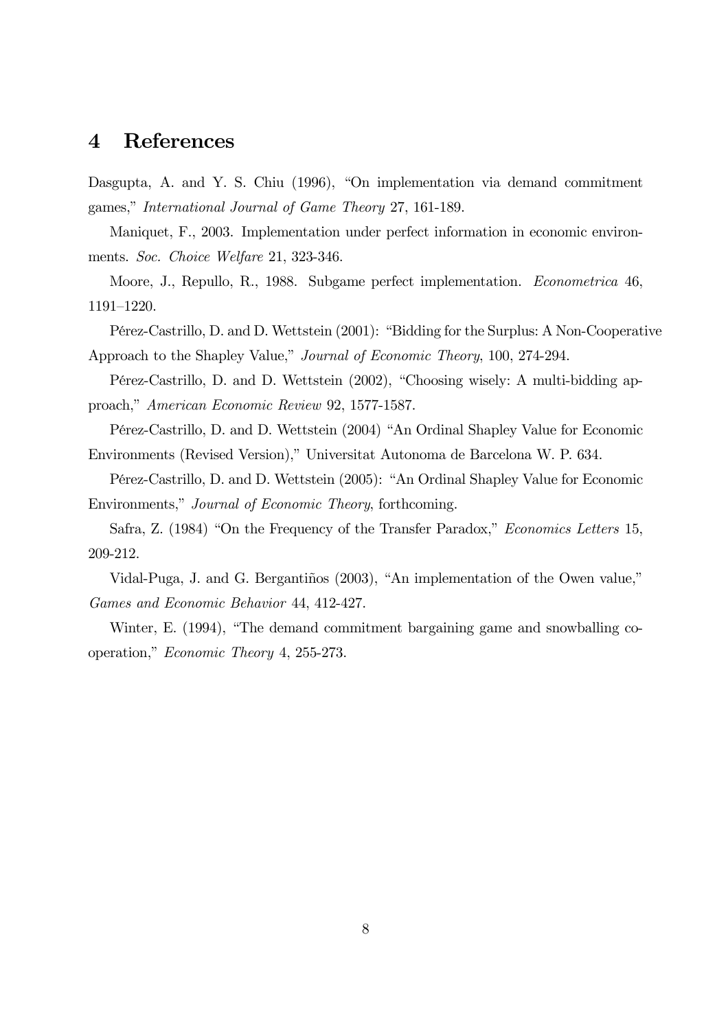# 4 References

Dasgupta, A. and Y. S. Chiu (1996), "On implementation via demand commitment games," *International Journal of Game Theory* 27, 161-189.

Maniquet, F., 2003. Implementation under perfect information in economic environments. *Soc. Choice Welfare* 21, 323-346.

Moore, J., Repullo, R., 1988. Subgame perfect implementation. *Econometrica* 46, 1191–1220.

Pérez-Castrillo, D. and D. Wettstein (2001): "Bidding for the Surplus: A Non-Cooperative Approach to the Shapley Value," *Journal of Economic Theory*, 100, 274-294.

Pérez-Castrillo, D. and D. Wettstein (2002), "Choosing wisely: A multi-bidding approach," *American Economic Review* 92, 1577-1587.

Pérez-Castrillo, D. and D. Wettstein (2004) "An Ordinal Shapley Value for Economic Environments (Revised Version)," Universitat Autonoma de Barcelona W. P. 634.

Pérez-Castrillo, D. and D. Wettstein (2005): "An Ordinal Shapley Value for Economic Environments," *Journal of Economic Theory*, forthcoming.

Safra, Z. (1984) "On the Frequency of the Transfer Paradox," *Economics Letters* 15, 209-212.

Vidal-Puga, J. and G. Bergantiños (2003), "An implementation of the Owen value," *Games and Economic Behavior* 44, 412-427.

Winter, E. (1994), "The demand commitment bargaining game and snowballing cooperation," *Economic Theory* 4, 255-273.